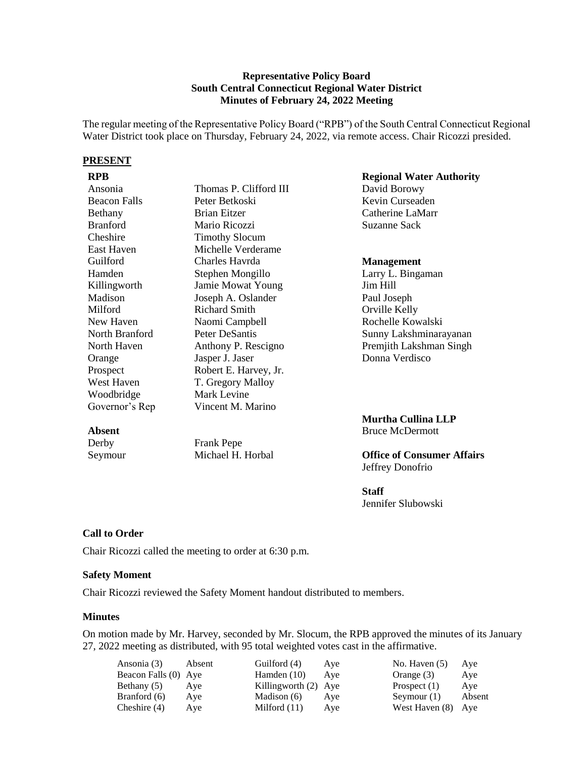**Representative Policy Board**
**South Central Connecticut Regional Water District**
**Minutes of February 24, 2022 Meeting**

The regular meeting of the Representative Policy Board ("RPB") of the South Central Connecticut Regional Water District took place on Thursday, February 24, 2022, via remote access. Chair Ricozzi presided.

## PRESENT

**RPB**

| | |
|---|---|
| Ansonia | Thomas P. Clifford III |
| Beacon Falls | Peter Betkoski |
| Bethany | Brian Eitzer |
| Branford | Mario Ricozzi |
| Cheshire | Timothy Slocum |
| East Haven | Michelle Verderame |
| Guilford | Charles Havrda |
| Hamden | Stephen Mongillo |
| Killingworth | Jamie Mowat Young |
| Madison | Joseph A. Oslander |
| Milford | Richard Smith |
| New Haven | Naomi Campbell |
| North Branford | Peter DeSantis |
| North Haven | Anthony P. Rescigno |
| Orange | Jasper J. Jaser |
| Prospect | Robert E. Harvey, Jr. |
| West Haven | T. Gregory Malloy |
| Woodbridge | Mark Levine |
| Governor's Rep | Vincent M. Marino |

**Absent**

| | |
|---|---|
| Derby | Frank Pepe |
| Seymour | Michael H. Horbal |

**Regional Water Authority**
David Borowy
Kevin Curseaden
Catherine LaMarr
Suzanne Sack

**Management**
Larry L. Bingaman
Jim Hill
Paul Joseph
Orville Kelly
Rochelle Kowalski
Sunny Lakshminarayanan
Premjith Lakshman Singh
Donna Verdisco

**Murtha Cullina LLP**
Bruce McDermott

**Office of Consumer Affairs**
Jeffrey Donofrio

**Staff**
Jennifer Slubowski

### Call to Order

Chair Ricozzi called the meeting to order at 6:30 p.m.

### Safety Moment

Chair Ricozzi reviewed the Safety Moment handout distributed to members.

### Minutes

On motion made by Mr. Harvey, seconded by Mr. Slocum, the RPB approved the minutes of its January 27, 2022 meeting as distributed, with 95 total weighted votes cast in the affirmative.

| | | | | | |
|---|---|---|---|---|---|
| Ansonia (3) | Absent | Guilford (4) | Aye | No. Haven (5) | Aye |
| Beacon Falls (0) | Aye | Hamden (10) | Aye | Orange (3) | Aye |
| Bethany (5) | Aye | Killingworth (2) | Aye | Prospect (1) | Aye |
| Branford (6) | Aye | Madison (6) | Aye | Seymour (1) | Absent |
| Cheshire (4) | Aye | Milford (11) | Aye | West Haven (8) | Aye |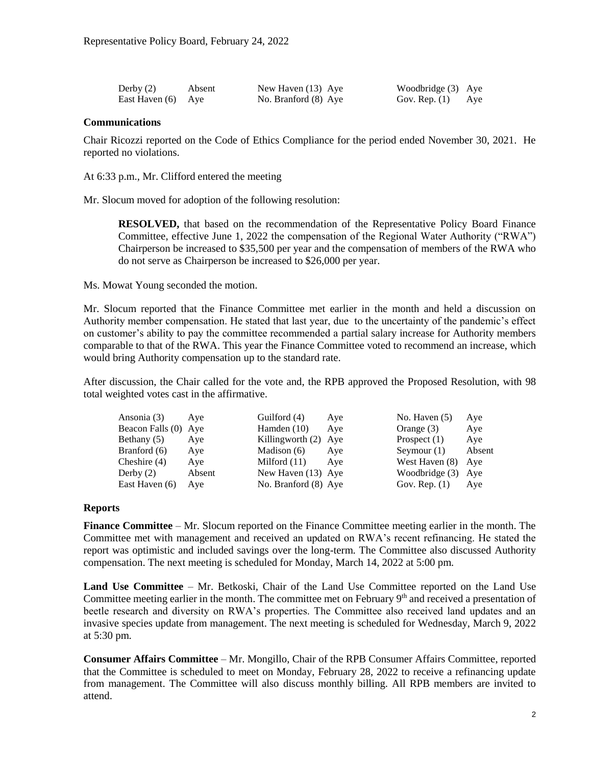| | | | | | |
|---|---|---|---|---|---|
| Derby (2) | Absent | New Haven (13) | Aye | Woodbridge (3) | Aye |
| East Haven (6) | Aye | No. Branford (8) | Aye | Gov. Rep. (1) | Aye |

**Communications**

Chair Ricozzi reported on the Code of Ethics Compliance for the period ended November 30, 2021. He reported no violations.

At 6:33 p.m., Mr. Clifford entered the meeting

Mr. Slocum moved for adoption of the following resolution:

> **RESOLVED,** that based on the recommendation of the Representative Policy Board Finance Committee, effective June 1, 2022 the compensation of the Regional Water Authority ("RWA") Chairperson be increased to $35,500 per year and the compensation of members of the RWA who do not serve as Chairperson be increased to $26,000 per year.

Ms. Mowat Young seconded the motion.

Mr. Slocum reported that the Finance Committee met earlier in the month and held a discussion on Authority member compensation. He stated that last year, due to the uncertainty of the pandemic's effect on customer's ability to pay the committee recommended a partial salary increase for Authority members comparable to that of the RWA. This year the Finance Committee voted to recommend an increase, which would bring Authority compensation up to the standard rate.

After discussion, the Chair called for the vote and, the RPB approved the Proposed Resolution, with 98 total weighted votes cast in the affirmative.

| | | | | | |
|---|---|---|---|---|---|
| Ansonia (3) | Aye | Guilford (4) | Aye | No. Haven (5) | Aye |
| Beacon Falls (0) | Aye | Hamden (10) | Aye | Orange (3) | Aye |
| Bethany (5) | Aye | Killingworth (2) | Aye | Prospect (1) | Aye |
| Branford (6) | Aye | Madison (6) | Aye | Seymour (1) | Absent |
| Cheshire (4) | Aye | Milford (11) | Aye | West Haven (8) | Aye |
| Derby (2) | Absent | New Haven (13) | Aye | Woodbridge (3) | Aye |
| East Haven (6) | Aye | No. Branford (8) | Aye | Gov. Rep. (1) | Aye |

**Reports**

**Finance Committee** – Mr. Slocum reported on the Finance Committee meeting earlier in the month. The Committee met with management and received an updated on RWA's recent refinancing. He stated the report was optimistic and included savings over the long-term. The Committee also discussed Authority compensation. The next meeting is scheduled for Monday, March 14, 2022 at 5:00 pm.

**Land Use Committee** – Mr. Betkoski, Chair of the Land Use Committee reported on the Land Use Committee meeting earlier in the month. The committee met on February 9th and received a presentation of beetle research and diversity on RWA's properties. The Committee also received land updates and an invasive species update from management. The next meeting is scheduled for Wednesday, March 9, 2022 at 5:30 pm.

**Consumer Affairs Committee** – Mr. Mongillo, Chair of the RPB Consumer Affairs Committee, reported that the Committee is scheduled to meet on Monday, February 28, 2022 to receive a refinancing update from management. The Committee will also discuss monthly billing. All RPB members are invited to attend.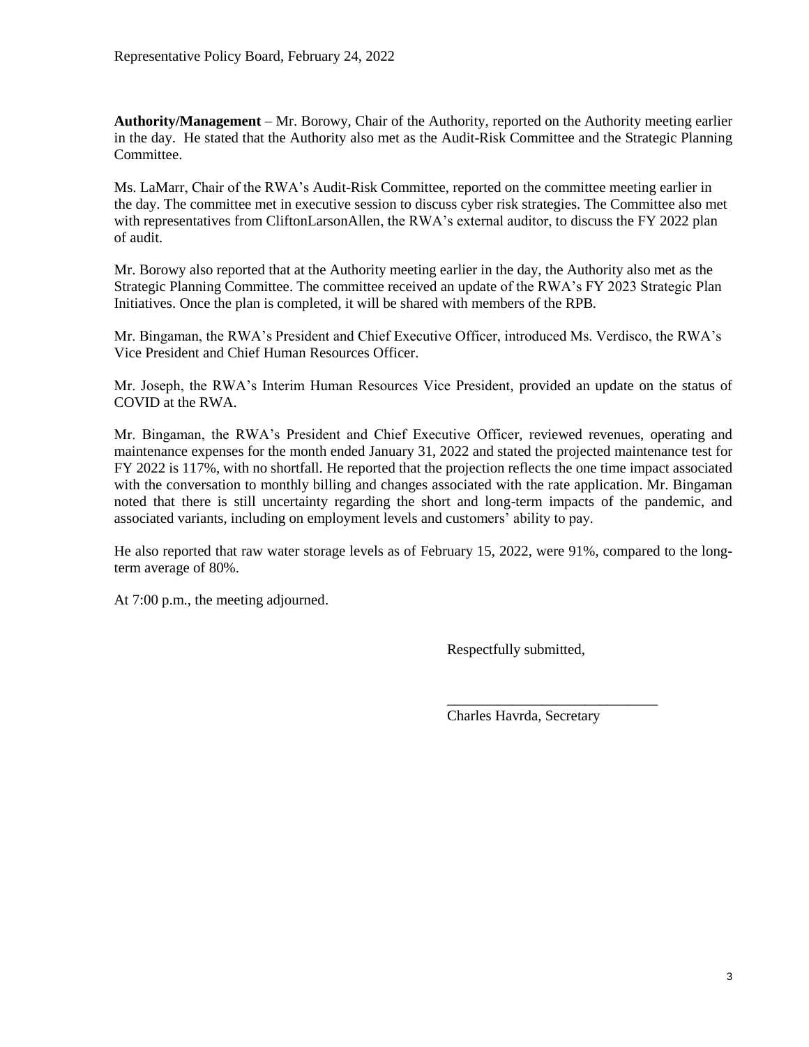**Authority/Management** – Mr. Borowy, Chair of the Authority, reported on the Authority meeting earlier in the day. He stated that the Authority also met as the Audit-Risk Committee and the Strategic Planning Committee.

Ms. LaMarr, Chair of the RWA's Audit-Risk Committee, reported on the committee meeting earlier in the day. The committee met in executive session to discuss cyber risk strategies. The Committee also met with representatives from CliftonLarsonAllen, the RWA's external auditor, to discuss the FY 2022 plan of audit.

Mr. Borowy also reported that at the Authority meeting earlier in the day, the Authority also met as the Strategic Planning Committee. The committee received an update of the RWA's FY 2023 Strategic Plan Initiatives. Once the plan is completed, it will be shared with members of the RPB.

Mr. Bingaman, the RWA's President and Chief Executive Officer, introduced Ms. Verdisco, the RWA's Vice President and Chief Human Resources Officer.

Mr. Joseph, the RWA's Interim Human Resources Vice President, provided an update on the status of COVID at the RWA.

Mr. Bingaman, the RWA's President and Chief Executive Officer, reviewed revenues, operating and maintenance expenses for the month ended January 31, 2022 and stated the projected maintenance test for FY 2022 is 117%, with no shortfall. He reported that the projection reflects the one time impact associated with the conversation to monthly billing and changes associated with the rate application. Mr. Bingaman noted that there is still uncertainty regarding the short and long-term impacts of the pandemic, and associated variants, including on employment levels and customers' ability to pay.

He also reported that raw water storage levels as of February 15, 2022, were 91%, compared to the long-term average of 80%.

At 7:00 p.m., the meeting adjourned.

Respectfully submitted,

\_\_\_\_\_\_\_\_\_\_\_\_\_\_\_\_\_\_\_\_\_\_\_\_\_\_\_\_\_\_

Charles Havrda, Secretary